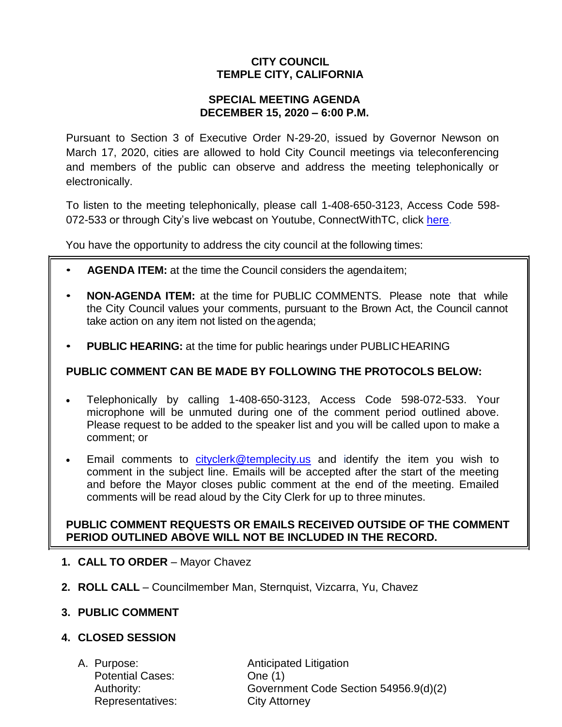# CITY COUNCIL
# TEMPLE CITY, CALIFORNIA

## SPECIAL MEETING AGENDA
## DECEMBER 15, 2020 – 6:00 P.M.

Pursuant to Section 3 of Executive Order N-29-20, issued by Governor Newson on March 17, 2020, cities are allowed to hold City Council meetings via teleconferencing and members of the public can observe and address the meeting telephonically or electronically.

To listen to the meeting telephonically, please call 1-408-650-3123, Access Code 598-072-533 or through City's live webcast on Youtube, ConnectWithTC, click here.

You have the opportunity to address the city council at the following times:

- **AGENDA ITEM:** at the time the Council considers the agenda item;
- **NON-AGENDA ITEM:** at the time for PUBLIC COMMENTS. Please note that while the City Council values your comments, pursuant to the Brown Act, the Council cannot take action on any item not listed on the agenda;
- **PUBLIC HEARING:** at the time for public hearings under PUBLIC HEARING

**PUBLIC COMMENT CAN BE MADE BY FOLLOWING THE PROTOCOLS BELOW:**

- Telephonically by calling 1-408-650-3123, Access Code 598-072-533. Your microphone will be unmuted during one of the comment period outlined above. Please request to be added to the speaker list and you will be called upon to make a comment; or
- Email comments to cityclerk@templecity.us and identify the item you wish to comment in the subject line. Emails will be accepted after the start of the meeting and before the Mayor closes public comment at the end of the meeting. Emailed comments will be read aloud by the City Clerk for up to three minutes.

**PUBLIC COMMENT REQUESTS OR EMAILS RECEIVED OUTSIDE OF THE COMMENT PERIOD OUTLINED ABOVE WILL NOT BE INCLUDED IN THE RECORD.**

1. **CALL TO ORDER** – Mayor Chavez
2. **ROLL CALL** – Councilmember Man, Sternquist, Vizcarra, Yu, Chavez
3. **PUBLIC COMMENT**
4. **CLOSED SESSION**

   A. Purpose: Anticipated Litigation
      Potential Cases: One (1)
      Authority: Government Code Section 54956.9(d)(2)
      Representatives: City Attorney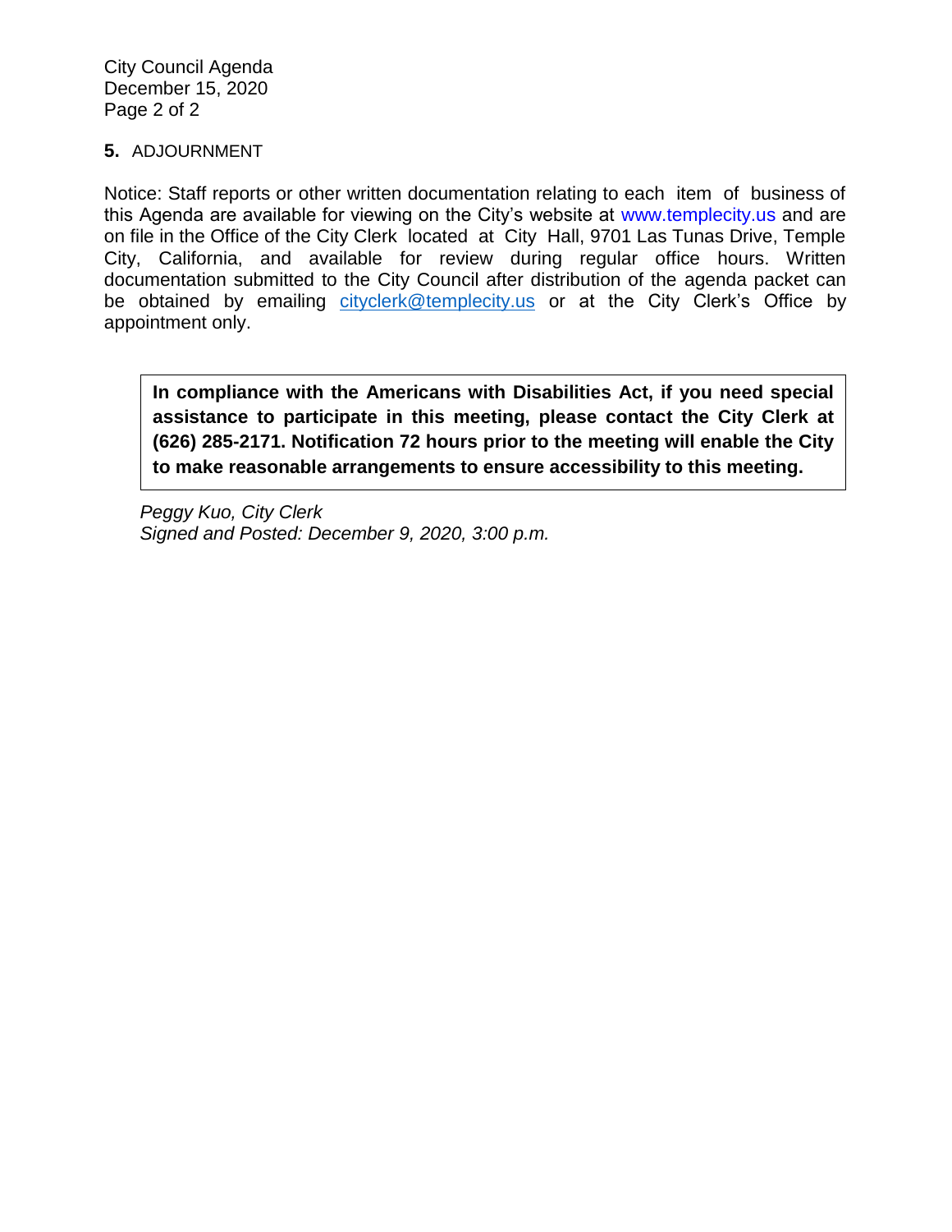**5.** ADJOURNMENT

Notice: Staff reports or other written documentation relating to each item of business of this Agenda are available for viewing on the City's website at www.templecity.us and are on file in the Office of the City Clerk located at City Hall, 9701 Las Tunas Drive, Temple City, California, and available for review during regular office hours. Written documentation submitted to the City Council after distribution of the agenda packet can be obtained by emailing cityclerk@templecity.us or at the City Clerk's Office by appointment only.

**In compliance with the Americans with Disabilities Act, if you need special assistance to participate in this meeting, please contact the City Clerk at (626) 285-2171. Notification 72 hours prior to the meeting will enable the City to make reasonable arrangements to ensure accessibility to this meeting.**

*Peggy Kuo, City Clerk*
*Signed and Posted: December 9, 2020, 3:00 p.m.*